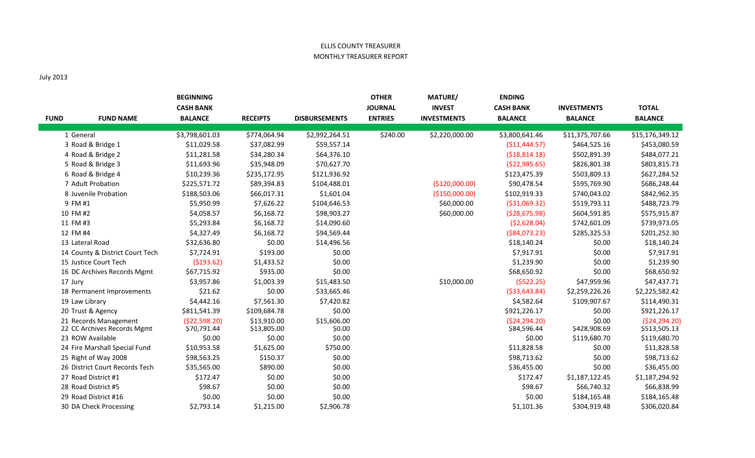ELLIS COUNTY TREASURER

MONTHLY TREASURER REPORT

July 2013

| FUND | FUND NAME | BEGINNING CASH BANK BALANCE | RECEIPTS | DISBURSEMENTS | OTHER JOURNAL ENTRIES | MATURE/ INVEST INVESTMENTS | ENDING CASH BANK BALANCE | INVESTMENTS BALANCE | TOTAL BALANCE |
|---|---|---|---|---|---|---|---|---|---|
| 1 | General | $3,798,601.03 | $774,064.94 | $2,992,264.51 | $240.00 | $2,220,000.00 | $3,800,641.46 | $11,375,707.66 | $15,176,349.12 |
| 3 | Road & Bridge 1 | $11,029.58 | $37,082.99 | $59,557.14 | | | ($11,444.57) | $464,525.16 | $453,080.59 |
| 4 | Road & Bridge 2 | $11,281.58 | $34,280.34 | $64,376.10 | | | ($18,814.18) | $502,891.39 | $484,077.21 |
| 5 | Road & Bridge 3 | $11,693.96 | $35,948.09 | $70,627.70 | | | ($22,985.65) | $826,801.38 | $803,815.73 |
| 6 | Road & Bridge 4 | $10,239.36 | $235,172.95 | $121,936.92 | | | $123,475.39 | $503,809.13 | $627,284.52 |
| 7 | Adult Probation | $225,571.72 | $89,394.83 | $104,488.01 | | ($120,000.00) | $90,478.54 | $595,769.90 | $686,248.44 |
| 8 | Juvenile Probation | $188,503.06 | $66,017.31 | $1,601.04 | | ($150,000.00) | $102,919.33 | $740,043.02 | $842,962.35 |
| 9 | FM #1 | $5,950.99 | $7,626.22 | $104,646.53 | | $60,000.00 | ($31,069.32) | $519,793.11 | $488,723.79 |
| 10 | FM #2 | $4,058.57 | $6,168.72 | $98,903.27 | | $60,000.00 | ($28,675.98) | $604,591.85 | $575,915.87 |
| 11 | FM #3 | $5,293.84 | $6,168.72 | $14,090.60 | | | ($2,628.04) | $742,601.09 | $739,973.05 |
| 12 | FM #4 | $4,327.49 | $6,168.72 | $94,569.44 | | | ($84,073.23) | $285,325.53 | $201,252.30 |
| 13 | Lateral Road | $32,636.80 | $0.00 | $14,496.56 | | | $18,140.24 | $0.00 | $18,140.24 |
| 14 | County & District Court Tech | $7,724.91 | $193.00 | $0.00 | | | $7,917.91 | $0.00 | $7,917.91 |
| 15 | Justice Court Tech | ($193.62) | $1,433.52 | $0.00 | | | $1,239.90 | $0.00 | $1,239.90 |
| 16 | DC Archives Records Mgmt | $67,715.92 | $935.00 | $0.00 | | | $68,650.92 | $0.00 | $68,650.92 |
| 17 | Jury | $3,957.86 | $1,003.39 | $15,483.50 | | $10,000.00 | ($522.25) | $47,959.96 | $47,437.71 |
| 18 | Permanent Improvements | $21.62 | $0.00 | $33,665.46 | | | ($33,643.84) | $2,259,226.26 | $2,225,582.42 |
| 19 | Law Library | $4,442.16 | $7,561.30 | $7,420.82 | | | $4,582.64 | $109,907.67 | $114,490.31 |
| 20 | Trust & Agency | $811,541.39 | $109,684.78 | $0.00 | | | $921,226.17 | $0.00 | $921,226.17 |
| 21 | Records Management | ($22,598.20) | $13,910.00 | $15,606.00 | | | ($24,294.20) | $0.00 | ($24,294.20) |
| 22 | CC Archives Records Mgmt | $70,791.44 | $13,805.00 | $0.00 | | | $84,596.44 | $428,908.69 | $513,505.13 |
| 23 | ROW Available | $0.00 | $0.00 | $0.00 | | | $0.00 | $119,680.70 | $119,680.70 |
| 24 | Fire Marshall Special Fund | $10,953.58 | $1,625.00 | $750.00 | | | $11,828.58 | $0.00 | $11,828.58 |
| 25 | Right of Way 2008 | $98,563.25 | $150.37 | $0.00 | | | $98,713.62 | $0.00 | $98,713.62 |
| 26 | District Court Records Tech | $35,565.00 | $890.00 | $0.00 | | | $36,455.00 | $0.00 | $36,455.00 |
| 27 | Road District #1 | $172.47 | $0.00 | $0.00 | | | $172.47 | $1,187,122.45 | $1,187,294.92 |
| 28 | Road District #5 | $98.67 | $0.00 | $0.00 | | | $98.67 | $66,740.32 | $66,838.99 |
| 29 | Road District #16 | $0.00 | $0.00 | $0.00 | | | $0.00 | $184,165.48 | $184,165.48 |
| 30 | DA Check Processing | $2,793.14 | $1,215.00 | $2,906.78 | | | $1,101.36 | $304,919.48 | $306,020.84 |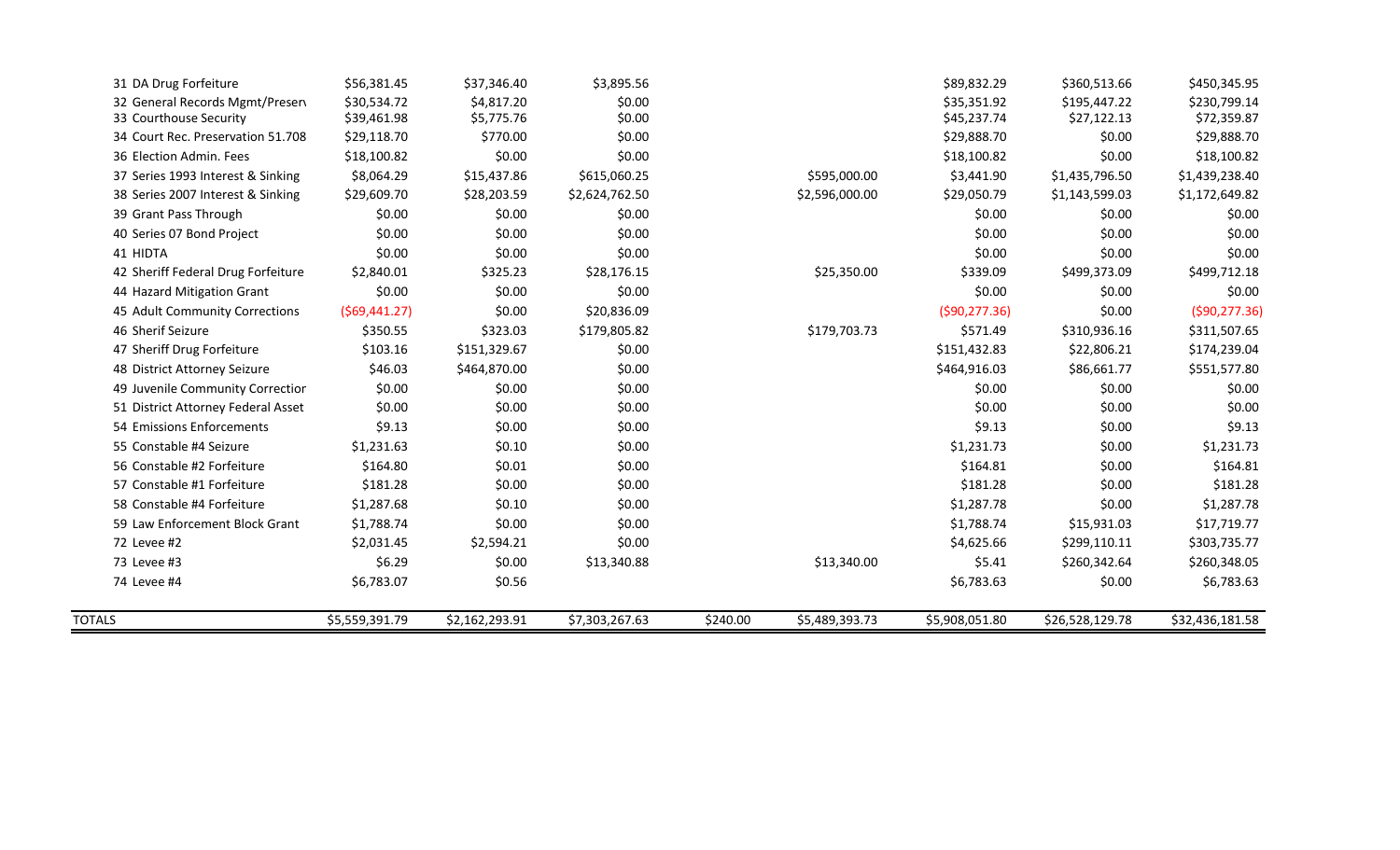| | | | | | | | | |
|---|---|---|---|---|---|---|---|---|
| 31 DA Drug Forfeiture | $56,381.45 | $37,346.40 | $3,895.56 | | | $89,832.29 | $360,513.66 | $450,345.95 |
| 32 General Records Mgmt/Preserv | $30,534.72 | $4,817.20 | $0.00 | | | $35,351.92 | $195,447.22 | $230,799.14 |
| 33 Courthouse Security | $39,461.98 | $5,775.76 | $0.00 | | | $45,237.74 | $27,122.13 | $72,359.87 |
| 34 Court Rec. Preservation 51.708 | $29,118.70 | $770.00 | $0.00 | | | $29,888.70 | $0.00 | $29,888.70 |
| 36 Election Admin. Fees | $18,100.82 | $0.00 | $0.00 | | | $18,100.82 | $0.00 | $18,100.82 |
| 37 Series 1993 Interest & Sinking | $8,064.29 | $15,437.86 | $615,060.25 | | $595,000.00 | $3,441.90 | $1,435,796.50 | $1,439,238.40 |
| 38 Series 2007 Interest & Sinking | $29,609.70 | $28,203.59 | $2,624,762.50 | | $2,596,000.00 | $29,050.79 | $1,143,599.03 | $1,172,649.82 |
| 39 Grant Pass Through | $0.00 | $0.00 | $0.00 | | | $0.00 | $0.00 | $0.00 |
| 40 Series 07 Bond Project | $0.00 | $0.00 | $0.00 | | | $0.00 | $0.00 | $0.00 |
| 41 HIDTA | $0.00 | $0.00 | $0.00 | | | $0.00 | $0.00 | $0.00 |
| 42 Sheriff Federal Drug Forfeiture | $2,840.01 | $325.23 | $28,176.15 | | $25,350.00 | $339.09 | $499,373.09 | $499,712.18 |
| 44 Hazard Mitigation Grant | $0.00 | $0.00 | $0.00 | | | $0.00 | $0.00 | $0.00 |
| 45 Adult Community Corrections | ($69,441.27) | $0.00 | $20,836.09 | | | ($90,277.36) | $0.00 | ($90,277.36) |
| 46 Sherif Seizure | $350.55 | $323.03 | $179,805.82 | | $179,703.73 | $571.49 | $310,936.16 | $311,507.65 |
| 47 Sheriff Drug Forfeiture | $103.16 | $151,329.67 | $0.00 | | | $151,432.83 | $22,806.21 | $174,239.04 |
| 48 District Attorney Seizure | $46.03 | $464,870.00 | $0.00 | | | $464,916.03 | $86,661.77 | $551,577.80 |
| 49 Juvenile Community Correction | $0.00 | $0.00 | $0.00 | | | $0.00 | $0.00 | $0.00 |
| 51 District Attorney Federal Asset | $0.00 | $0.00 | $0.00 | | | $0.00 | $0.00 | $0.00 |
| 54 Emissions Enforcements | $9.13 | $0.00 | $0.00 | | | $9.13 | $0.00 | $9.13 |
| 55 Constable #4 Seizure | $1,231.63 | $0.10 | $0.00 | | | $1,231.73 | $0.00 | $1,231.73 |
| 56 Constable #2 Forfeiture | $164.80 | $0.01 | $0.00 | | | $164.81 | $0.00 | $164.81 |
| 57 Constable #1 Forfeiture | $181.28 | $0.00 | $0.00 | | | $181.28 | $0.00 | $181.28 |
| 58 Constable #4 Forfeiture | $1,287.68 | $0.10 | $0.00 | | | $1,287.78 | $0.00 | $1,287.78 |
| 59 Law Enforcement Block Grant | $1,788.74 | $0.00 | $0.00 | | | $1,788.74 | $15,931.03 | $17,719.77 |
| 72 Levee #2 | $2,031.45 | $2,594.21 | $0.00 | | | $4,625.66 | $299,110.11 | $303,735.77 |
| 73 Levee #3 | $6.29 | $0.00 | $13,340.88 | | $13,340.00 | $5.41 | $260,342.64 | $260,348.05 |
| 74 Levee #4 | $6,783.07 | $0.56 | | | | $6,783.63 | $0.00 | $6,783.63 |
| TOTALS | $5,559,391.79 | $2,162,293.91 | $7,303,267.63 | $240.00 | $5,489,393.73 | $5,908,051.80 | $26,528,129.78 | $32,436,181.58 |